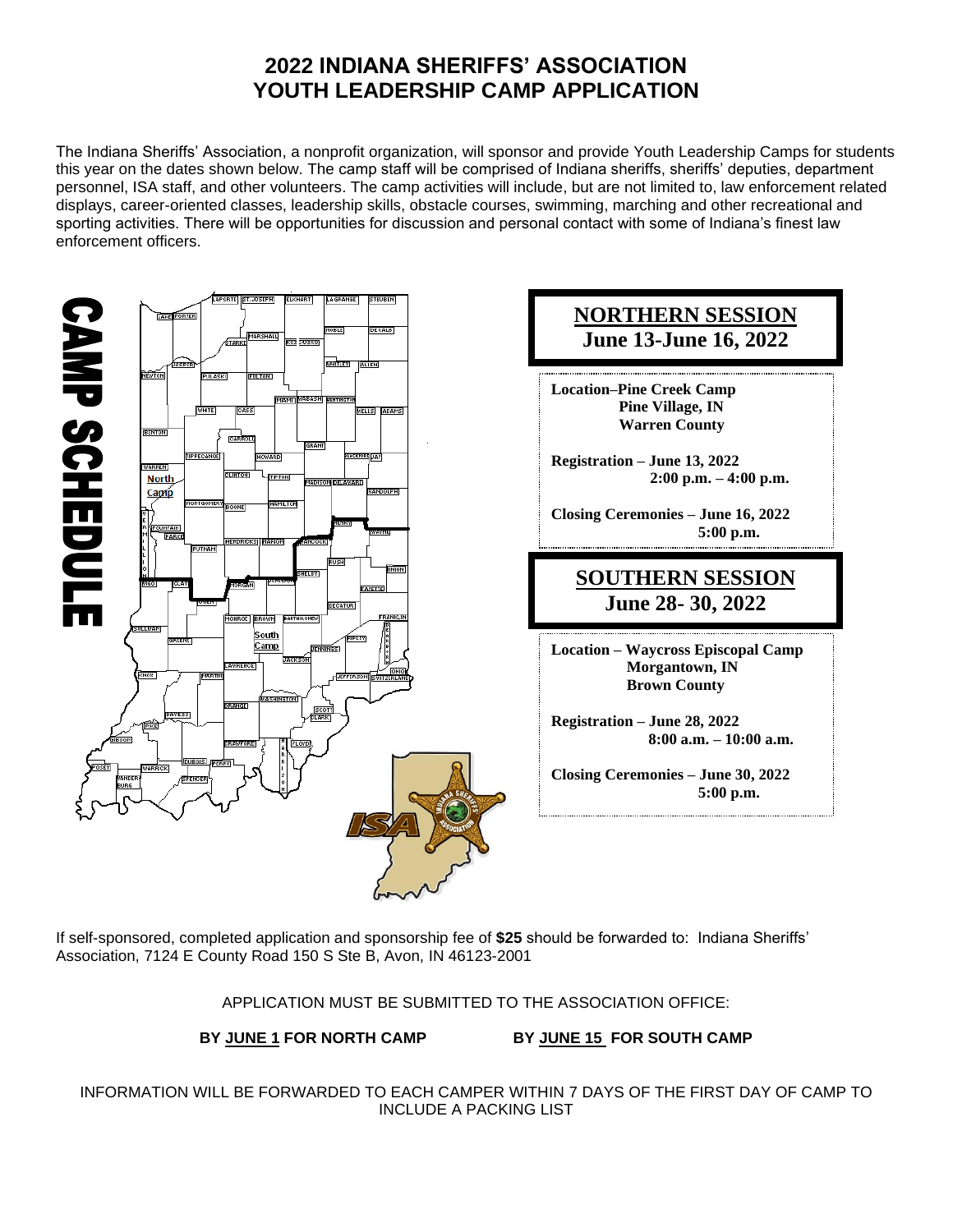# 2022 INDIANA SHERIFFS' ASSOCIATION YOUTH LEADERSHIP CAMP APPLICATION

The Indiana Sheriffs' Association, a nonprofit organization, will sponsor and provide Youth Leadership Camps for students this year on the dates shown below. The camp staff will be comprised of Indiana sheriffs, sheriffs' deputies, department personnel, ISA staff, and other volunteers. The camp activities will include, but are not limited to, law enforcement related displays, career-oriented classes, leadership skills, obstacle courses, swimming, marching and other recreational and sporting activities. There will be opportunities for discussion and personal contact with some of Indiana's finest law enforcement officers.

## CAMP SCHEDULE

### NORTHERN SESSION
**June 13-June 16, 2022**

**Location–Pine Creek Camp**
**Pine Village, IN**
**Warren County**

**Registration – June 13, 2022**
**2:00 p.m. – 4:00 p.m.**

**Closing Ceremonies – June 16, 2022**
**5:00 p.m.**

### SOUTHERN SESSION
**June 28- 30, 2022**

**Location – Waycross Episcopal Camp**
**Morgantown, IN**
**Brown County**

**Registration – June 28, 2022**
**8:00 a.m. – 10:00 a.m.**

**Closing Ceremonies – June 30, 2022**
**5:00 p.m.**

If self-sponsored, completed application and sponsorship fee of **$25** should be forwarded to: Indiana Sheriffs' Association, 7124 E County Road 150 S Ste B, Avon, IN 46123-2001

APPLICATION MUST BE SUBMITTED TO THE ASSOCIATION OFFICE:

**BY JUNE 1 FOR NORTH CAMP** **BY JUNE 15 FOR SOUTH CAMP**

INFORMATION WILL BE FORWARDED TO EACH CAMPER WITHIN 7 DAYS OF THE FIRST DAY OF CAMP TO INCLUDE A PACKING LIST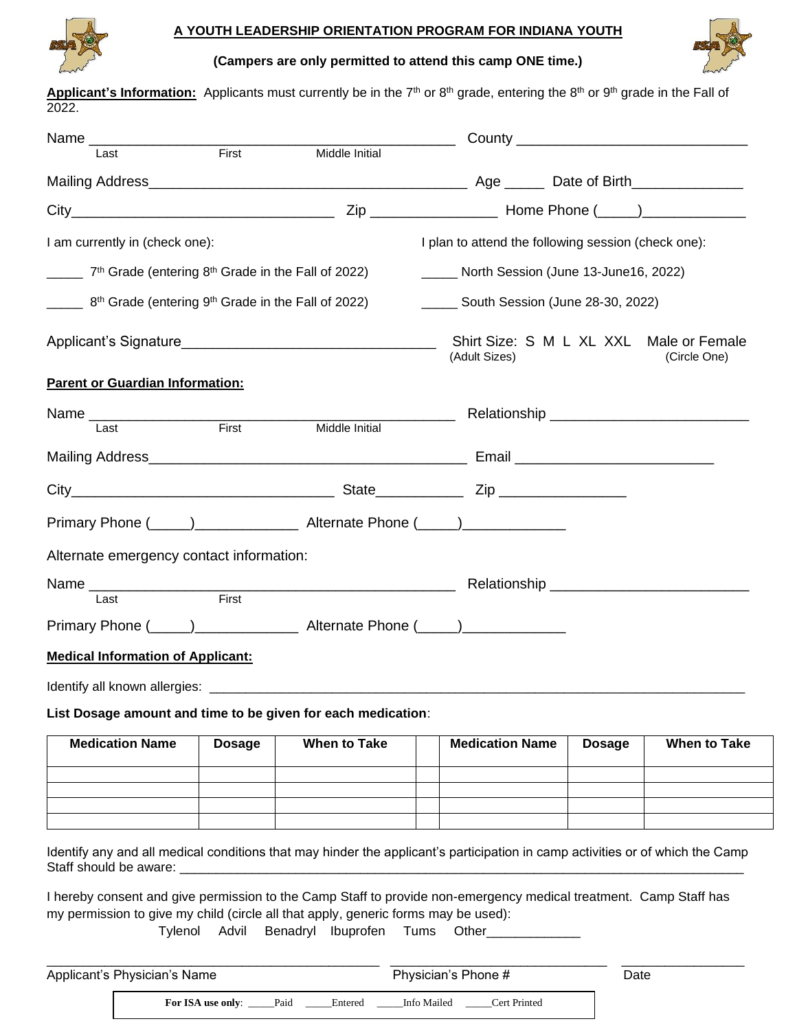**A YOUTH LEADERSHIP ORIENTATION PROGRAM FOR INDIANA YOUTH**

**(Campers are only permitted to attend this camp ONE time.)**

**Applicant's Information:** Applicants must currently be in the 7th or 8th grade, entering the 8th or 9th grade in the Fall of 2022.

Name ______________________________________________ County ____________________________
Last First Middle Initial

Mailing Address________________________________________ Age _____ Date of Birth______________

City_________________________________ Zip ________________ Home Phone (_____)_____________

I am currently in (check one):

_____ 7th Grade (entering 8th Grade in the Fall of 2022)

_____ 8th Grade (entering 9th Grade in the Fall of 2022)

I plan to attend the following session (check one):

_____ North Session (June 13-June16, 2022)

_____ South Session (June 28-30, 2022)

Applicant's Signature________________________________ Shirt Size: S M L XL XXL (Adult Sizes) Male or Female (Circle One)

**Parent or Guardian Information:**

Name ______________________________________________ Relationship ________________________
Last First Middle Initial

Mailing Address________________________________________ Email _________________________

City_________________________________ State___________ Zip ________________

Primary Phone (_____)_____________ Alternate Phone (_____)_____________

Alternate emergency contact information:

Name ______________________________________________ Relationship ________________________
Last First

Primary Phone (_____)_____________ Alternate Phone (_____)_____________

**Medical Information of Applicant:**

Identify all known allergies: ___________________________________________________________________________

**List Dosage amount and time to be given for each medication**:

| Medication Name | Dosage | When to Take | | Medication Name | Dosage | When to Take |
|---|---|---|---|---|---|---|
| | | | | | | |
| | | | | | | |
| | | | | | | |
| | | | | | | |

Identify any and all medical conditions that may hinder the applicant's participation in camp activities or of which the Camp Staff should be aware: ___________________________________________________________________________

I hereby consent and give permission to the Camp Staff to provide non-emergency medical treatment. Camp Staff has my permission to give my child (circle all that apply, generic forms may be used):

Tylenol Advil Benadryl Ibuprofen Tums Other_____________

______________________________________________ ______________________________ ________________
Applicant's Physician's Name Physician's Phone # Date

**For ISA use only**: _____Paid _____Entered _____Info Mailed _____Cert Printed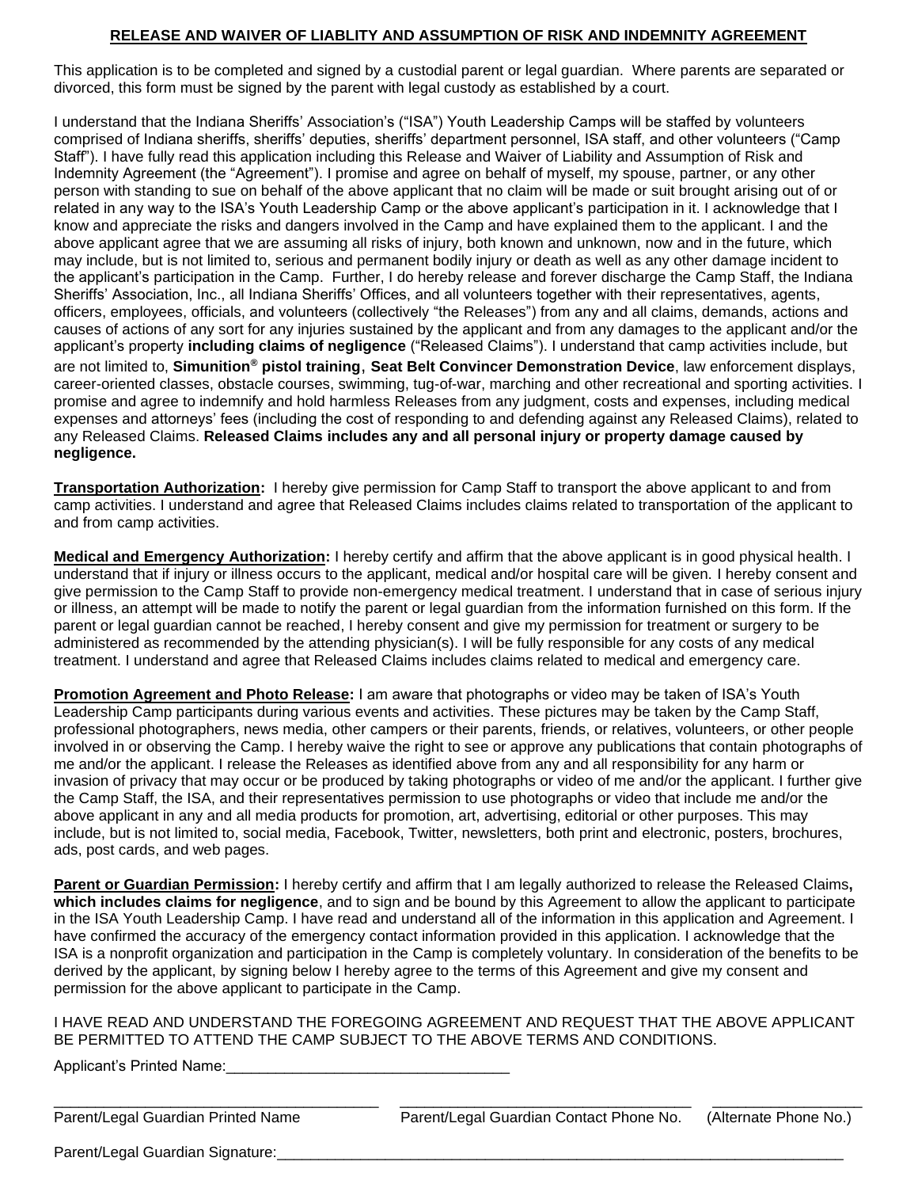**RELEASE AND WAIVER OF LIABLITY AND ASSUMPTION OF RISK AND INDEMNITY AGREEMENT**

This application is to be completed and signed by a custodial parent or legal guardian. Where parents are separated or divorced, this form must be signed by the parent with legal custody as established by a court.

I understand that the Indiana Sheriffs' Association's ("ISA") Youth Leadership Camps will be staffed by volunteers comprised of Indiana sheriffs, sheriffs' deputies, sheriffs' department personnel, ISA staff, and other volunteers ("Camp Staff"). I have fully read this application including this Release and Waiver of Liability and Assumption of Risk and Indemnity Agreement (the "Agreement"). I promise and agree on behalf of myself, my spouse, partner, or any other person with standing to sue on behalf of the above applicant that no claim will be made or suit brought arising out of or related in any way to the ISA's Youth Leadership Camp or the above applicant's participation in it. I acknowledge that I know and appreciate the risks and dangers involved in the Camp and have explained them to the applicant. I and the above applicant agree that we are assuming all risks of injury, both known and unknown, now and in the future, which may include, but is not limited to, serious and permanent bodily injury or death as well as any other damage incident to the applicant's participation in the Camp. Further, I do hereby release and forever discharge the Camp Staff, the Indiana Sheriffs' Association, Inc., all Indiana Sheriffs' Offices, and all volunteers together with their representatives, agents, officers, employees, officials, and volunteers (collectively "the Releases") from any and all claims, demands, actions and causes of actions of any sort for any injuries sustained by the applicant and from any damages to the applicant and/or the applicant's property **including claims of negligence** ("Released Claims"). I understand that camp activities include, but are not limited to, **Simunition® pistol training**, **Seat Belt Convincer Demonstration Device**, law enforcement displays, career-oriented classes, obstacle courses, swimming, tug-of-war, marching and other recreational and sporting activities. I promise and agree to indemnify and hold harmless Releases from any judgment, costs and expenses, including medical expenses and attorneys' fees (including the cost of responding to and defending against any Released Claims), related to any Released Claims. **Released Claims includes any and all personal injury or property damage caused by negligence.**

**Transportation Authorization:** I hereby give permission for Camp Staff to transport the above applicant to and from camp activities. I understand and agree that Released Claims includes claims related to transportation of the applicant to and from camp activities.

**Medical and Emergency Authorization:** I hereby certify and affirm that the above applicant is in good physical health. I understand that if injury or illness occurs to the applicant, medical and/or hospital care will be given. I hereby consent and give permission to the Camp Staff to provide non-emergency medical treatment. I understand that in case of serious injury or illness, an attempt will be made to notify the parent or legal guardian from the information furnished on this form. If the parent or legal guardian cannot be reached, I hereby consent and give my permission for treatment or surgery to be administered as recommended by the attending physician(s). I will be fully responsible for any costs of any medical treatment. I understand and agree that Released Claims includes claims related to medical and emergency care.

**Promotion Agreement and Photo Release:** I am aware that photographs or video may be taken of ISA's Youth Leadership Camp participants during various events and activities. These pictures may be taken by the Camp Staff, professional photographers, news media, other campers or their parents, friends, or relatives, volunteers, or other people involved in or observing the Camp. I hereby waive the right to see or approve any publications that contain photographs of me and/or the applicant. I release the Releases as identified above from any and all responsibility for any harm or invasion of privacy that may occur or be produced by taking photographs or video of me and/or the applicant. I further give the Camp Staff, the ISA, and their representatives permission to use photographs or video that include me and/or the above applicant in any and all media products for promotion, art, advertising, editorial or other purposes. This may include, but is not limited to, social media, Facebook, Twitter, newsletters, both print and electronic, posters, brochures, ads, post cards, and web pages.

**Parent or Guardian Permission:** I hereby certify and affirm that I am legally authorized to release the Released Claims**, which includes claims for negligence**, and to sign and be bound by this Agreement to allow the applicant to participate in the ISA Youth Leadership Camp. I have read and understand all of the information in this application and Agreement. I have confirmed the accuracy of the emergency contact information provided in this application. I acknowledge that the ISA is a nonprofit organization and participation in the Camp is completely voluntary. In consideration of the benefits to be derived by the applicant, by signing below I hereby agree to the terms of this Agreement and give my consent and permission for the above applicant to participate in the Camp.

I HAVE READ AND UNDERSTAND THE FOREGOING AGREEMENT AND REQUEST THAT THE ABOVE APPLICANT BE PERMITTED TO ATTEND THE CAMP SUBJECT TO THE ABOVE TERMS AND CONDITIONS.

Applicant's Printed Name:__________________________________

______________________________________ ___________________________________ _________________
Parent/Legal Guardian Printed Name Parent/Legal Guardian Contact Phone No. (Alternate Phone No.)

Parent/Legal Guardian Signature:_______________________________________________________________________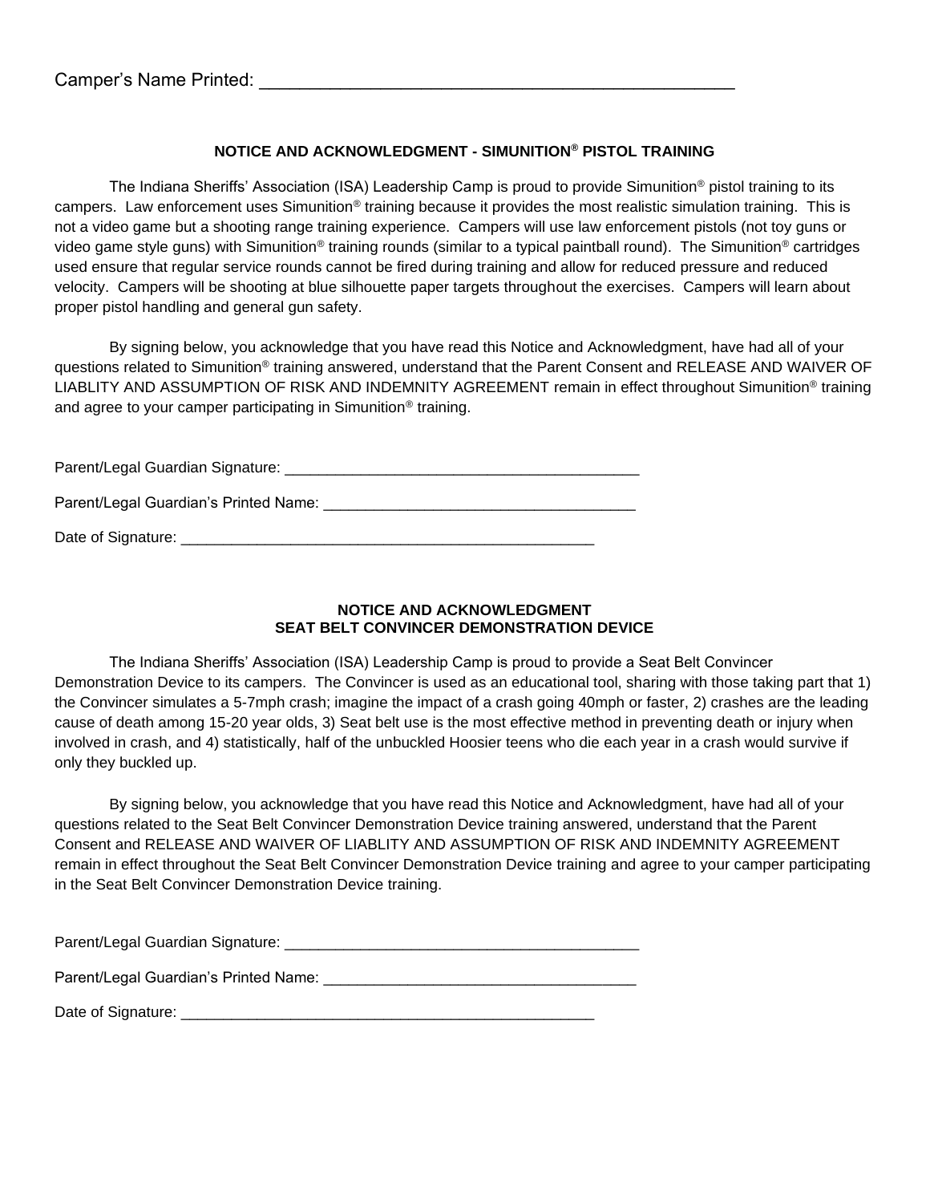Camper's Name Printed: ________________________________________________

### NOTICE AND ACKNOWLEDGMENT - SIMUNITION® PISTOL TRAINING

The Indiana Sheriffs' Association (ISA) Leadership Camp is proud to provide Simunition® pistol training to its campers. Law enforcement uses Simunition® training because it provides the most realistic simulation training. This is not a video game but a shooting range training experience. Campers will use law enforcement pistols (not toy guns or video game style guns) with Simunition® training rounds (similar to a typical paintball round). The Simunition® cartridges used ensure that regular service rounds cannot be fired during training and allow for reduced pressure and reduced velocity. Campers will be shooting at blue silhouette paper targets throughout the exercises. Campers will learn about proper pistol handling and general gun safety.

By signing below, you acknowledge that you have read this Notice and Acknowledgment, have had all of your questions related to Simunition® training answered, understand that the Parent Consent and RELEASE AND WAIVER OF LIABLITY AND ASSUMPTION OF RISK AND INDEMNITY AGREEMENT remain in effect throughout Simunition® training and agree to your camper participating in Simunition® training.

Parent/Legal Guardian Signature: ___________________________________________

Parent/Legal Guardian's Printed Name: ____________________________________

Date of Signature: __________________________________________________

### NOTICE AND ACKNOWLEDGMENT
### SEAT BELT CONVINCER DEMONSTRATION DEVICE

The Indiana Sheriffs' Association (ISA) Leadership Camp is proud to provide a Seat Belt Convincer Demonstration Device to its campers. The Convincer is used as an educational tool, sharing with those taking part that 1) the Convincer simulates a 5-7mph crash; imagine the impact of a crash going 40mph or faster, 2) crashes are the leading cause of death among 15-20 year olds, 3) Seat belt use is the most effective method in preventing death or injury when involved in crash, and 4) statistically, half of the unbuckled Hoosier teens who die each year in a crash would survive if only they buckled up.

By signing below, you acknowledge that you have read this Notice and Acknowledgment, have had all of your questions related to the Seat Belt Convincer Demonstration Device training answered, understand that the Parent Consent and RELEASE AND WAIVER OF LIABLITY AND ASSUMPTION OF RISK AND INDEMNITY AGREEMENT remain in effect throughout the Seat Belt Convincer Demonstration Device training and agree to your camper participating in the Seat Belt Convincer Demonstration Device training.

Parent/Legal Guardian Signature: ___________________________________________

Parent/Legal Guardian's Printed Name: ____________________________________

Date of Signature: __________________________________________________